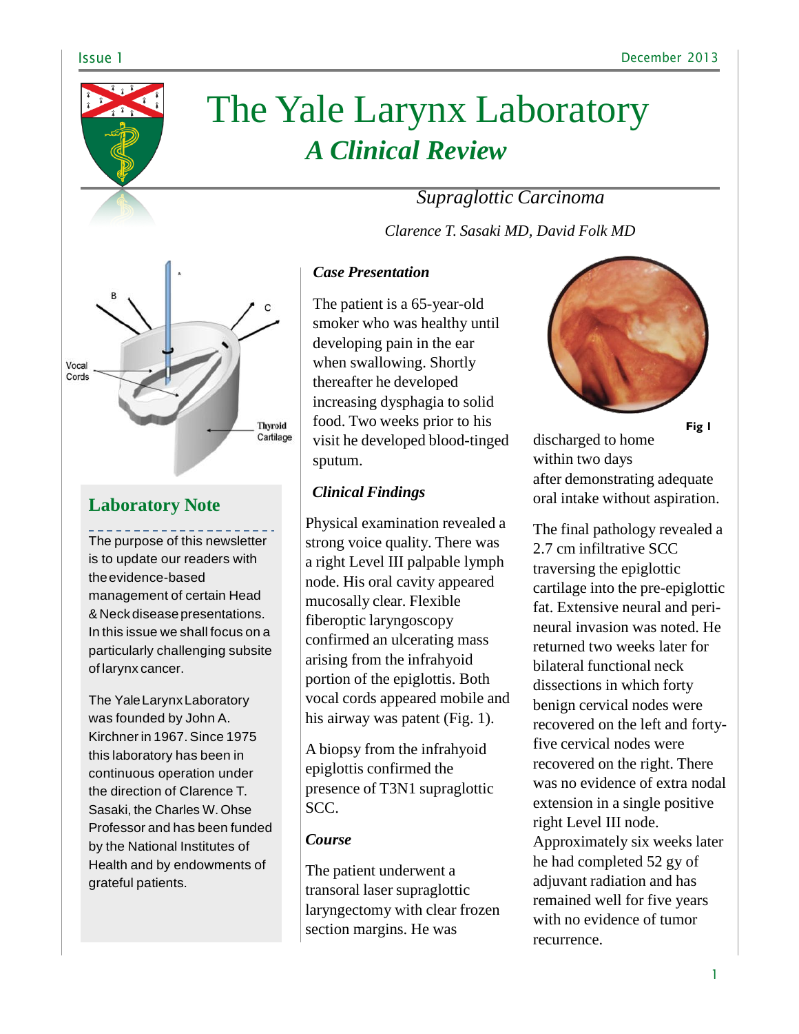# The Yale Larynx Laboratory

## *A Clinical Review*

### *Supraglottic Carcinoma*

*Clarence T. Sasaki MD, David Folk MD*

Vocal Cords

Thyroid Cartilage

## Laboratory Note

The purpose of this newsletter is to update our readers with the evidence-based management of certain Head & Neck disease presentations. In this issue we shall focus on a particularly challenging subsite of larynx cancer.

The Yale Larynx Laboratory was founded by John A. Kirchner in 1967. Since 1975 this laboratory has been in continuous operation under the direction of Clarence T. Sasaki, the Charles W. Ohse Professor and has been funded by the National Institutes of Health and by endowments of grateful patients.

### *Case Presentation*

The patient is a 65-year-old smoker who was healthy until developing pain in the ear when swallowing. Shortly thereafter he developed increasing dysphagia to solid food. Two weeks prior to his visit he developed blood-tinged sputum.

### *Clinical Findings*

Physical examination revealed a strong voice quality. There was a right Level III palpable lymph node. His oral cavity appeared mucosally clear. Flexible fiberoptic laryngoscopy confirmed an ulcerating mass arising from the infrahyoid portion of the epiglottis. Both vocal cords appeared mobile and his airway was patent (Fig. 1).

A biopsy from the infrahyoid epiglottis confirmed the presence of T3N1 supraglottic SCC.

### *Course*

The patient underwent a transoral laser supraglottic laryngectomy with clear frozen section margins. He was discharged to home within two days after demonstrating adequate oral intake without aspiration.

**Fig 1**

The final pathology revealed a 2.7 cm infiltrative SCC traversing the epiglottic cartilage into the pre-epiglottic fat. Extensive neural and peri-neural invasion was noted. He returned two weeks later for bilateral functional neck dissections in which forty benign cervical nodes were recovered on the left and forty-five cervical nodes were recovered on the right. There was no evidence of extra nodal extension in a single positive right Level III node. Approximately six weeks later he had completed 52 gy of adjuvant radiation and has remained well for five years with no evidence of tumor recurrence.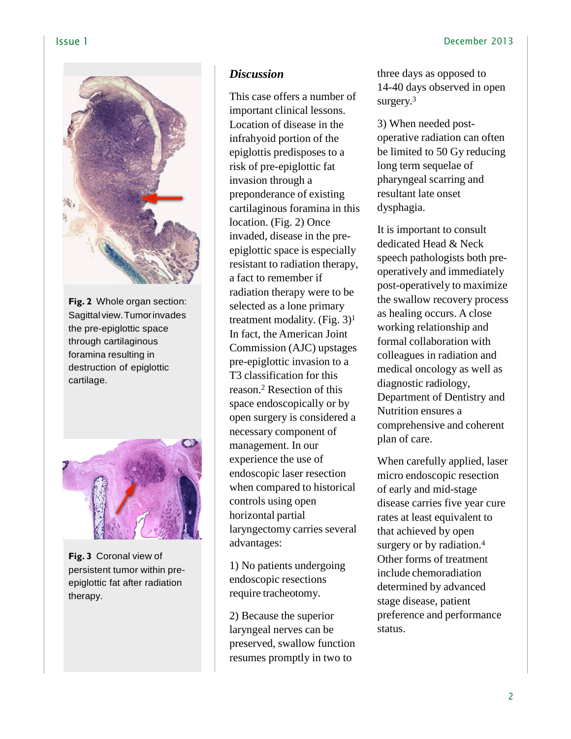**Fig. 2** Whole organ section: Sagittal view. Tumor invades the pre-epiglottic space through cartilaginous foramina resulting in destruction of epiglottic cartilage.

**Fig. 3** Coronal view of persistent tumor within pre-epiglottic fat after radiation therapy.

### *Discussion*

This case offers a number of important clinical lessons. Location of disease in the infrahyoid portion of the epiglottis predisposes to a risk of pre-epiglottic fat invasion through a preponderance of existing cartilaginous foramina in this location. (Fig. 2) Once invaded, disease in the pre-epiglottic space is especially resistant to radiation therapy, a fact to remember if radiation therapy were to be selected as a lone primary treatment modality. (Fig. 3)[1] In fact, the American Joint Commission (AJC) upstages pre-epiglottic invasion to a T3 classification for this reason.[2] Resection of this space endoscopically or by open surgery is considered a necessary component of management. In our experience the use of endoscopic laser resection when compared to historical controls using open horizontal partial laryngectomy carries several advantages:

1) No patients undergoing endoscopic resections require tracheotomy.

2) Because the superior laryngeal nerves can be preserved, swallow function resumes promptly in two to three days as opposed to 14-40 days observed in open surgery.[3]

3) When needed post-operative radiation can often be limited to 50 Gy reducing long term sequelae of pharyngeal scarring and resultant late onset dysphagia.

It is important to consult dedicated Head & Neck speech pathologists both pre-operatively and immediately post-operatively to maximize the swallow recovery process as healing occurs. A close working relationship and formal collaboration with colleagues in radiation and medical oncology as well as diagnostic radiology, Department of Dentistry and Nutrition ensures a comprehensive and coherent plan of care.

When carefully applied, laser micro endoscopic resection of early and mid-stage disease carries five year cure rates at least equivalent to that achieved by open surgery or by radiation.[4] Other forms of treatment include chemoradiation determined by advanced stage disease, patient preference and performance status.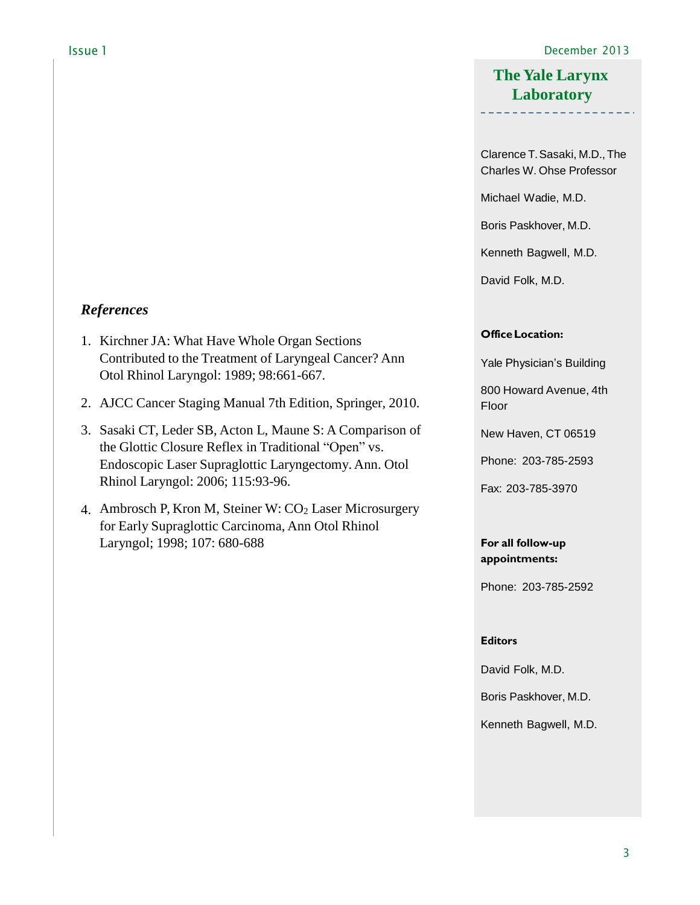### *References*

1. Kirchner JA: What Have Whole Organ Sections Contributed to the Treatment of Laryngeal Cancer? Ann Otol Rhinol Laryngol: 1989; 98:661-667.
2. AJCC Cancer Staging Manual 7th Edition, Springer, 2010.
3. Sasaki CT, Leder SB, Acton L, Maune S: A Comparison of the Glottic Closure Reflex in Traditional "Open" vs. Endoscopic Laser Supraglottic Laryngectomy. Ann. Otol Rhinol Laryngol: 2006; 115:93-96.
4. Ambrosch P, Kron M, Steiner W: $CO_2$ Laser Microsurgery for Early Supraglottic Carcinoma, Ann Otol Rhinol Laryngol; 1998; 107: 680-688

## The Yale Larynx Laboratory

Clarence T. Sasaki, M.D., The Charles W. Ohse Professor

Michael Wadie, M.D.

Boris Paskhover, M.D.

Kenneth Bagwell, M.D.

David Folk, M.D.

**Office Location:**

Yale Physician's Building

800 Howard Avenue, 4th Floor

New Haven, CT 06519

Phone: 203-785-2593

Fax: 203-785-3970

**For all follow-up appointments:**

Phone: 203-785-2592

**Editors**

David Folk, M.D.

Boris Paskhover, M.D.

Kenneth Bagwell, M.D.